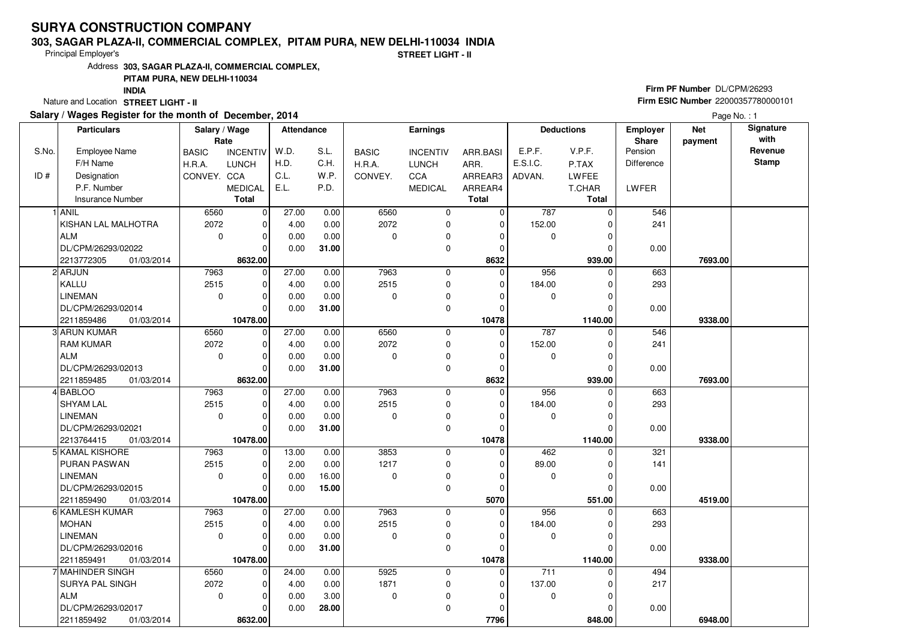# SURYA CONSTRUCTION COMPANY

**303, SAGAR PLAZA-II, COMMERCIAL COMPLEX, PITAM PURA, NEW DELHI-110034 INDIA**

Principal Employer's **STREET LIGHT - II**

Address **303, SAGAR PLAZA-II, COMMERCIAL COMPLEX, PITAM PURA, NEW DELHI-110034 INDIA**

Nature and Location **STREET LIGHT - II**

**Firm PF Number** DL/CPM/26293
**Firm ESIC Number** 22000357780000101

**Salary / Wages Register for the month of December, 2014**

Page No. : 1

| S.No. / ID # | Particulars: Employee Name / F/H Name / Designation / P.F. Number / Insurance Number | Salary / Wage Rate: BASIC / H.R.A. / CONVEY. | Salary / Wage Rate: INCENTIV / LUNCH / CCA / MEDICAL / Total | Attendance: W.D. / H.D. / C.L. / E.L. | Attendance: S.L. / C.H. / W.P. / P.D. | Earnings: BASIC / H.R.A. / CONVEY. | Earnings: INCENTIV / LUNCH / CCA / MEDICAL | Earnings: ARR.BASI / ARR. / ARREAR3 / ARREAR4 / Total | Deductions: E.P.F. / E.S.I.C. / ADVAN. | Deductions: V.P.F. / P.TAX / LWFEE / T.CHAR / Total | Employer Share: Pension / Difference / LWFER | Net payment | Signature with Revenue Stamp |
|---|---|---|---|---|---|---|---|---|---|---|---|---|---|
| 1 | ANIL | 6560 | 0 | 27.00 | 0.00 | 6560 | 0 | 0 | 787 | 0 | 546 | | |
| | KISHAN LAL MALHOTRA | 2072 | 0 | 4.00 | 0.00 | 2072 | 0 | 0 | 152.00 | 0 | 241 | | |
| | ALM | 0 | 0 | 0.00 | 0.00 | 0 | 0 | 0 | 0 | 0 | | | |
| | DL/CPM/26293/02022 | | 0 | 0.00 | **31.00** | | 0 | 0 | | 0 | 0.00 | | |
| | 2213772305 01/03/2014 | | **8632.00** | | | | | **8632** | | **939.00** | | **7693.00** | |
| 2 | ARJUN | 7963 | 0 | 27.00 | 0.00 | 7963 | 0 | 0 | 956 | 0 | 663 | | |
| | KALLU | 2515 | 0 | 4.00 | 0.00 | 2515 | 0 | 0 | 184.00 | 0 | 293 | | |
| | LINEMAN | 0 | 0 | 0.00 | 0.00 | 0 | 0 | 0 | 0 | 0 | | | |
| | DL/CPM/26293/02014 | | 0 | 0.00 | **31.00** | | 0 | 0 | | 0 | 0.00 | | |
| | 2211859486 01/03/2014 | | **10478.00** | | | | | **10478** | | **1140.00** | | **9338.00** | |
| 3 | ARUN KUMAR | 6560 | 0 | 27.00 | 0.00 | 6560 | 0 | 0 | 787 | 0 | 546 | | |
| | RAM KUMAR | 2072 | 0 | 4.00 | 0.00 | 2072 | 0 | 0 | 152.00 | 0 | 241 | | |
| | ALM | 0 | 0 | 0.00 | 0.00 | 0 | 0 | 0 | 0 | 0 | | | |
| | DL/CPM/26293/02013 | | 0 | 0.00 | **31.00** | | 0 | 0 | | 0 | 0.00 | | |
| | 2211859485 01/03/2014 | | **8632.00** | | | | | **8632** | | **939.00** | | **7693.00** | |
| 4 | BABLOO | 7963 | 0 | 27.00 | 0.00 | 7963 | 0 | 0 | 956 | 0 | 663 | | |
| | SHYAM LAL | 2515 | 0 | 4.00 | 0.00 | 2515 | 0 | 0 | 184.00 | 0 | 293 | | |
| | LINEMAN | 0 | 0 | 0.00 | 0.00 | 0 | 0 | 0 | 0 | 0 | | | |
| | DL/CPM/26293/02021 | | 0 | 0.00 | **31.00** | | 0 | 0 | | 0 | 0.00 | | |
| | 2213764415 01/03/2014 | | **10478.00** | | | | | **10478** | | **1140.00** | | **9338.00** | |
| 5 | KAMAL KISHORE | 7963 | 0 | 13.00 | 0.00 | 3853 | 0 | 0 | 462 | 0 | 321 | | |
| | PURAN PASWAN | 2515 | 0 | 2.00 | 0.00 | 1217 | 0 | 0 | 89.00 | 0 | 141 | | |
| | LINEMAN | 0 | 0 | 0.00 | 16.00 | 0 | 0 | 0 | 0 | 0 | | | |
| | DL/CPM/26293/02015 | | 0 | 0.00 | **15.00** | | 0 | 0 | | 0 | 0.00 | | |
| | 2211859490 01/03/2014 | | **10478.00** | | | | | **5070** | | **551.00** | | **4519.00** | |
| 6 | KAMLESH KUMAR | 7963 | 0 | 27.00 | 0.00 | 7963 | 0 | 0 | 956 | 0 | 663 | | |
| | MOHAN | 2515 | 0 | 4.00 | 0.00 | 2515 | 0 | 0 | 184.00 | 0 | 293 | | |
| | LINEMAN | 0 | 0 | 0.00 | 0.00 | 0 | 0 | 0 | 0 | 0 | | | |
| | DL/CPM/26293/02016 | | 0 | 0.00 | **31.00** | | 0 | 0 | | 0 | 0.00 | | |
| | 2211859491 01/03/2014 | | **10478.00** | | | | | **10478** | | **1140.00** | | **9338.00** | |
| 7 | MAHINDER SINGH | 6560 | 0 | 24.00 | 0.00 | 5925 | 0 | 0 | 711 | 0 | 494 | | |
| | SURYA PAL SINGH | 2072 | 0 | 4.00 | 0.00 | 1871 | 0 | 0 | 137.00 | 0 | 217 | | |
| | ALM | 0 | 0 | 0.00 | 3.00 | 0 | 0 | 0 | 0 | 0 | | | |
| | DL/CPM/26293/02017 | | 0 | 0.00 | **28.00** | | 0 | 0 | | 0 | 0.00 | | |
| | 2211859492 01/03/2014 | | **8632.00** | | | | | **7796** | | **848.00** | | **6948.00** | |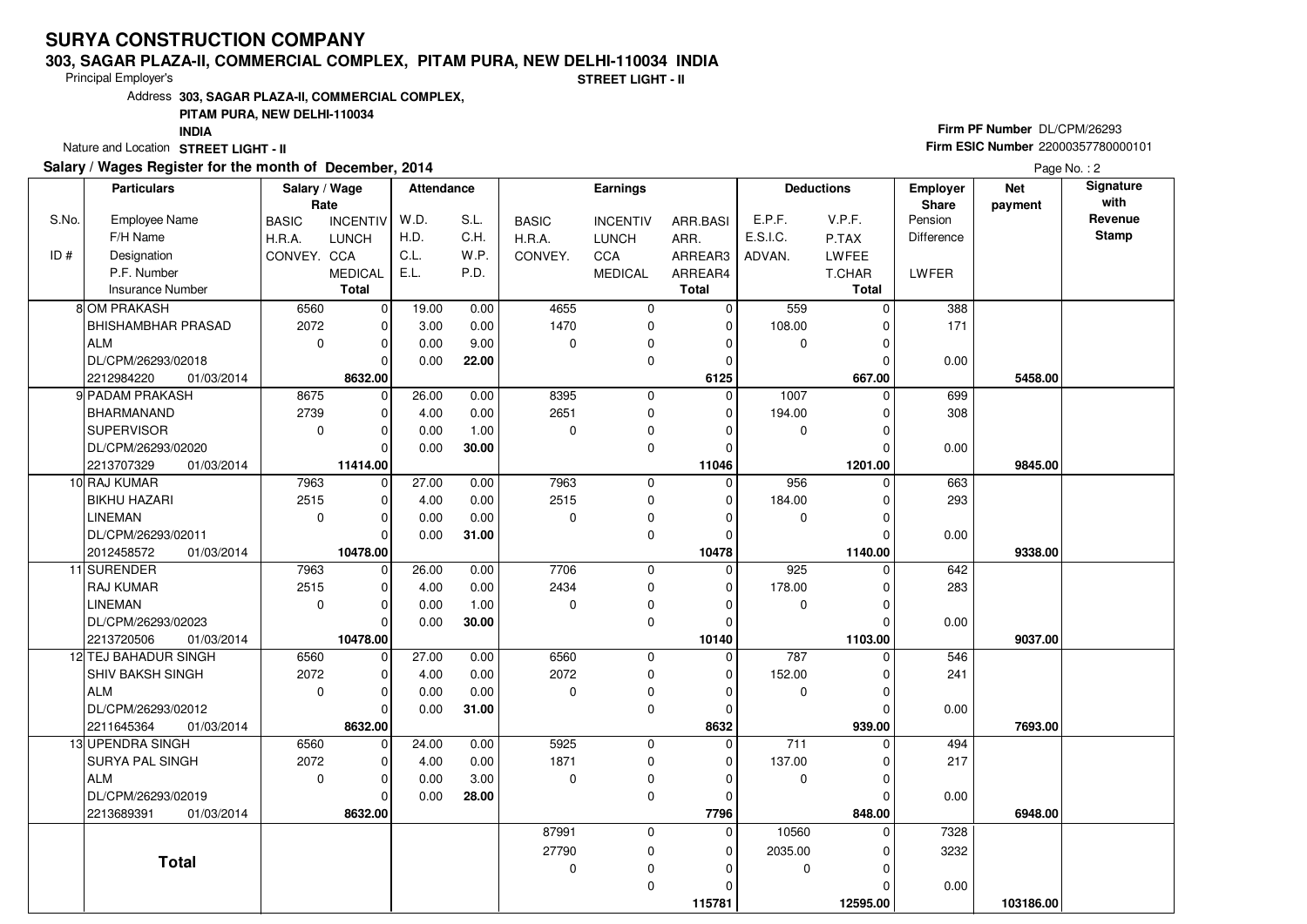# SURYA CONSTRUCTION COMPANY

**303, SAGAR PLAZA-II, COMMERCIAL COMPLEX, PITAM PURA, NEW DELHI-110034 INDIA**

Principal Employer's **STREET LIGHT - II**

Address **303, SAGAR PLAZA-II, COMMERCIAL COMPLEX, PITAM PURA, NEW DELHI-110034 INDIA**

Nature and Location **STREET LIGHT - II**

**Firm PF Number** DL/CPM/26293

**Firm ESIC Number** 22000357780000101

**Salary / Wages Register for the month of December, 2014**

| S.No. / ID # | Particulars: Employee Name / F/H Name / Designation / P.F. Number / Insurance Number | Salary / Wage Rate: BASIC / H.R.A. / CONVEY. | Salary / Wage Rate: INCENTIV / LUNCH / CCA / MEDICAL / Total | Attendance: W.D. / H.D. / C.L. / E.L. | Attendance: S.L. / C.H. / W.P. / P.D. | Earnings: BASIC / H.R.A. / CONVEY. | Earnings: INCENTIV / LUNCH / CCA / MEDICAL | Earnings: ARR.BASI / ARR. / ARREAR3 / ARREAR4 / Total | Deductions: E.P.F. / E.S.I.C. / ADVAN. | Deductions: V.P.F. / P.TAX / LWFEE / T.CHAR / Total | Employer Share: Pension / Difference / LWFER | Net payment | Signature with Revenue Stamp |
|---|---|---|---|---|---|---|---|---|---|---|---|---|---|
| 8 | OM PRAKASH | 6560 | 0 | 19.00 | 0.00 | 4655 | 0 | 0 | 559 | 0 | 388 | | |
| | BHISHAMBHAR PRASAD | 2072 | 0 | 3.00 | 0.00 | 1470 | 0 | 0 | 108.00 | 0 | 171 | | |
| | ALM | 0 | 0 | 0.00 | 9.00 | 0 | 0 | 0 | 0 | 0 | | | |
| | DL/CPM/26293/02018 | | 0 | 0.00 | **22.00** | | 0 | 0 | | 0 | 0.00 | | |
| | 2212984220 01/03/2014 | | **8632.00** | | | | | **6125** | | **667.00** | | **5458.00** | |
| 9 | PADAM PRAKASH | 8675 | 0 | 26.00 | 0.00 | 8395 | 0 | 0 | 1007 | 0 | 699 | | |
| | BHARMANAND | 2739 | 0 | 4.00 | 0.00 | 2651 | 0 | 0 | 194.00 | 0 | 308 | | |
| | SUPERVISOR | 0 | 0 | 0.00 | 1.00 | 0 | 0 | 0 | 0 | 0 | | | |
| | DL/CPM/26293/02020 | | 0 | 0.00 | **30.00** | | 0 | 0 | | 0 | 0.00 | | |
| | 2213707329 01/03/2014 | | **11414.00** | | | | | **11046** | | **1201.00** | | **9845.00** | |
| 10 | RAJ KUMAR | 7963 | 0 | 27.00 | 0.00 | 7963 | 0 | 0 | 956 | 0 | 663 | | |
| | BIKHU HAZARI | 2515 | 0 | 4.00 | 0.00 | 2515 | 0 | 0 | 184.00 | 0 | 293 | | |
| | LINEMAN | 0 | 0 | 0.00 | 0.00 | 0 | 0 | 0 | 0 | 0 | | | |
| | DL/CPM/26293/02011 | | 0 | 0.00 | **31.00** | | 0 | 0 | | 0 | 0.00 | | |
| | 2012458572 01/03/2014 | | **10478.00** | | | | | **10478** | | **1140.00** | | **9338.00** | |
| 11 | SURENDER | 7963 | 0 | 26.00 | 0.00 | 7706 | 0 | 0 | 925 | 0 | 642 | | |
| | RAJ KUMAR | 2515 | 0 | 4.00 | 0.00 | 2434 | 0 | 0 | 178.00 | 0 | 283 | | |
| | LINEMAN | 0 | 0 | 0.00 | 1.00 | 0 | 0 | 0 | 0 | 0 | | | |
| | DL/CPM/26293/02023 | | 0 | 0.00 | **30.00** | | 0 | 0 | | 0 | 0.00 | | |
| | 2213720506 01/03/2014 | | **10478.00** | | | | | **10140** | | **1103.00** | | **9037.00** | |
| 12 | TEJ BAHADUR SINGH | 6560 | 0 | 27.00 | 0.00 | 6560 | 0 | 0 | 787 | 0 | 546 | | |
| | SHIV BAKSH SINGH | 2072 | 0 | 4.00 | 0.00 | 2072 | 0 | 0 | 152.00 | 0 | 241 | | |
| | ALM | 0 | 0 | 0.00 | 0.00 | 0 | 0 | 0 | 0 | 0 | | | |
| | DL/CPM/26293/02012 | | 0 | 0.00 | **31.00** | | 0 | 0 | | 0 | 0.00 | | |
| | 2211645364 01/03/2014 | | **8632.00** | | | | | **8632** | | **939.00** | | **7693.00** | |
| 13 | UPENDRA SINGH | 6560 | 0 | 24.00 | 0.00 | 5925 | 0 | 0 | 711 | 0 | 494 | | |
| | SURYA PAL SINGH | 2072 | 0 | 4.00 | 0.00 | 1871 | 0 | 0 | 137.00 | 0 | 217 | | |
| | ALM | 0 | 0 | 0.00 | 3.00 | 0 | 0 | 0 | 0 | 0 | | | |
| | DL/CPM/26293/02019 | | 0 | 0.00 | **28.00** | | 0 | 0 | | 0 | 0.00 | | |
| | 2213689391 01/03/2014 | | **8632.00** | | | | | **7796** | | **848.00** | | **6948.00** | |
| | **Total** | | | | | 87991 | 0 | 0 | 10560 | 0 | 7328 | | |
| | | | | | | 27790 | 0 | 0 | 2035.00 | 0 | 3232 | | |
| | | | | | | 0 | 0 | 0 | 0 | 0 | | | |
| | | | | | | | 0 | 0 | | 0 | 0.00 | | |
| | | | | | | | | **115781** | | **12595.00** | | **103186.00** | |